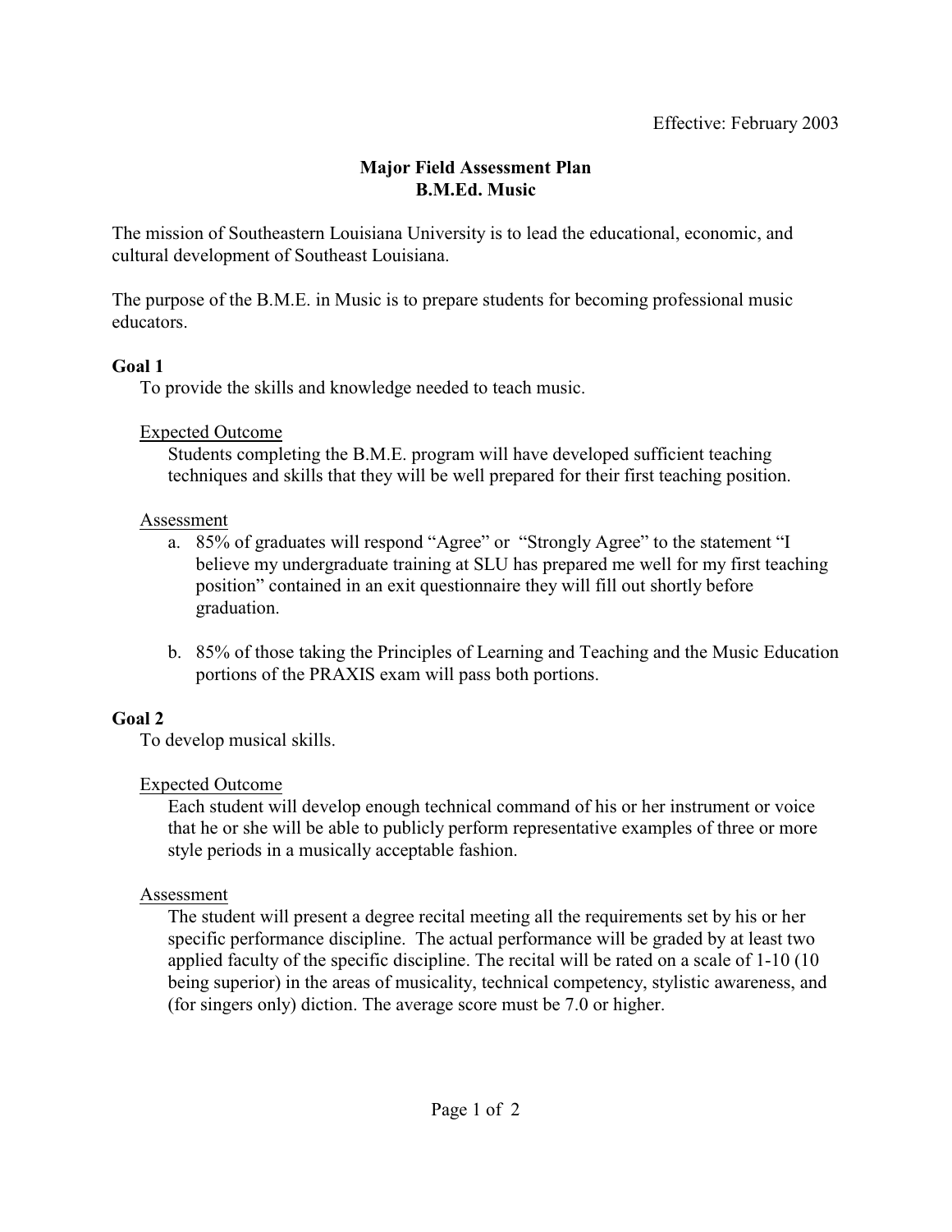Effective: February 2003

# Major Field Assessment Plan
# B.M.Ed. Music

The mission of Southeastern Louisiana University is to lead the educational, economic, and cultural development of Southeast Louisiana.

The purpose of the B.M.E. in Music is to prepare students for becoming professional music educators.

**Goal 1**

To provide the skills and knowledge needed to teach music.

<u>Expected Outcome</u>

Students completing the B.M.E. program will have developed sufficient teaching techniques and skills that they will be well prepared for their first teaching position.

<u>Assessment</u>

a. 85% of graduates will respond "Agree" or "Strongly Agree" to the statement "I believe my undergraduate training at SLU has prepared me well for my first teaching position" contained in an exit questionnaire they will fill out shortly before graduation.

b. 85% of those taking the Principles of Learning and Teaching and the Music Education portions of the PRAXIS exam will pass both portions.

**Goal 2**

To develop musical skills.

<u>Expected Outcome</u>

Each student will develop enough technical command of his or her instrument or voice that he or she will be able to publicly perform representative examples of three or more style periods in a musically acceptable fashion.

<u>Assessment</u>

The student will present a degree recital meeting all the requirements set by his or her specific performance discipline. The actual performance will be graded by at least two applied faculty of the specific discipline. The recital will be rated on a scale of 1-10 (10 being superior) in the areas of musicality, technical competency, stylistic awareness, and (for singers only) diction. The average score must be 7.0 or higher.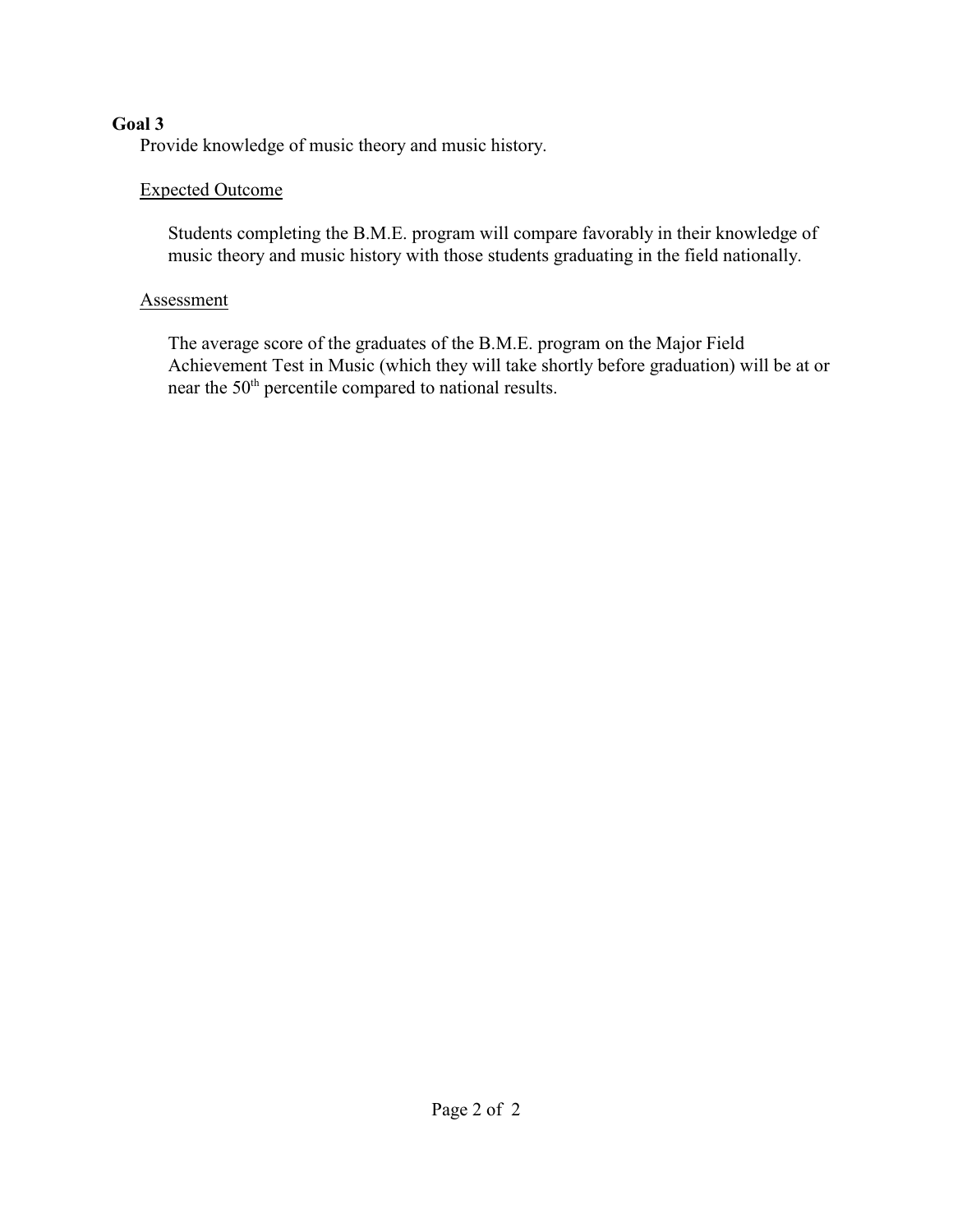**Goal 3**

Provide knowledge of music theory and music history.

<u>Expected Outcome</u>

Students completing the B.M.E. program will compare favorably in their knowledge of music theory and music history with those students graduating in the field nationally.

<u>Assessment</u>

The average score of the graduates of the B.M.E. program on the Major Field Achievement Test in Music (which they will take shortly before graduation) will be at or near the 50th percentile compared to national results.